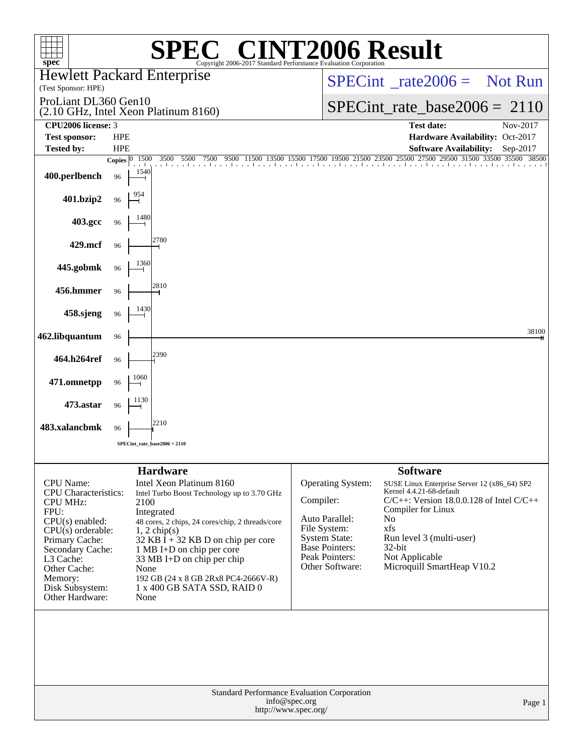# SPEC CINT2006 Result

Copyright 2006-2017 Standard Performance Evaluation Corporation

**Hewlett Packard Enterprise**
(Test Sponsor: HPE)

ProLiant DL360 Gen10
(2.10 GHz, Intel Xeon Platinum 8160)

SPECint_rate2006 = Not Run

SPECint_rate_base2006 = 2110

| | | | |
|---|---|---|---|
| **CPU2006 license:** | 3 | **Test date:** | Nov-2017 |
| **Test sponsor:** | HPE | **Hardware Availability:** | Oct-2017 |
| **Tested by:** | HPE | **Software Availability:** | Sep-2017 |

| Benchmark | Copies | Base Ratio |
|---|---|---|
| 400.perlbench | 96 | 1540 |
| 401.bzip2 | 96 | 954 |
| 403.gcc | 96 | 1480 |
| 429.mcf | 96 | 2780 |
| 445.gobmk | 96 | 1360 |
| 456.hmmer | 96 | 2810 |
| 458.sjeng | 96 | 1430 |
| 462.libquantum | 96 | 38100 |
| 464.h264ref | 96 | 2390 |
| 471.omnetpp | 96 | 1060 |
| 473.astar | 96 | 1130 |
| 483.xalancbmk | 96 | 2210 |

SPECint_rate_base2006 = 2110

## Hardware

| | |
|---|---|
| CPU Name: | Intel Xeon Platinum 8160 |
| CPU Characteristics: | Intel Turbo Boost Technology up to 3.70 GHz |
| CPU MHz: | 2100 |
| FPU: | Integrated |
| CPU(s) enabled: | 48 cores, 2 chips, 24 cores/chip, 2 threads/core |
| CPU(s) orderable: | 1, 2 chip(s) |
| Primary Cache: | 32 KB I + 32 KB D on chip per core |
| Secondary Cache: | 1 MB I+D on chip per core |
| L3 Cache: | 33 MB I+D on chip per chip |
| Other Cache: | None |
| Memory: | 192 GB (24 x 8 GB 2Rx8 PC4-2666V-R) |
| Disk Subsystem: | 1 x 400 GB SATA SSD, RAID 0 |
| Other Hardware: | None |

## Software

| | |
|---|---|
| Operating System: | SUSE Linux Enterprise Server 12 (x86_64) SP2 Kernel 4.4.21-68-default |
| Compiler: | C/C++: Version 18.0.0.128 of Intel C/C++ Compiler for Linux |
| Auto Parallel: | No |
| File System: | xfs |
| System State: | Run level 3 (multi-user) |
| Base Pointers: | 32-bit |
| Peak Pointers: | Not Applicable |
| Other Software: | Microquill SmartHeap V10.2 |

Standard Performance Evaluation Corporation
info@spec.org
http://www.spec.org/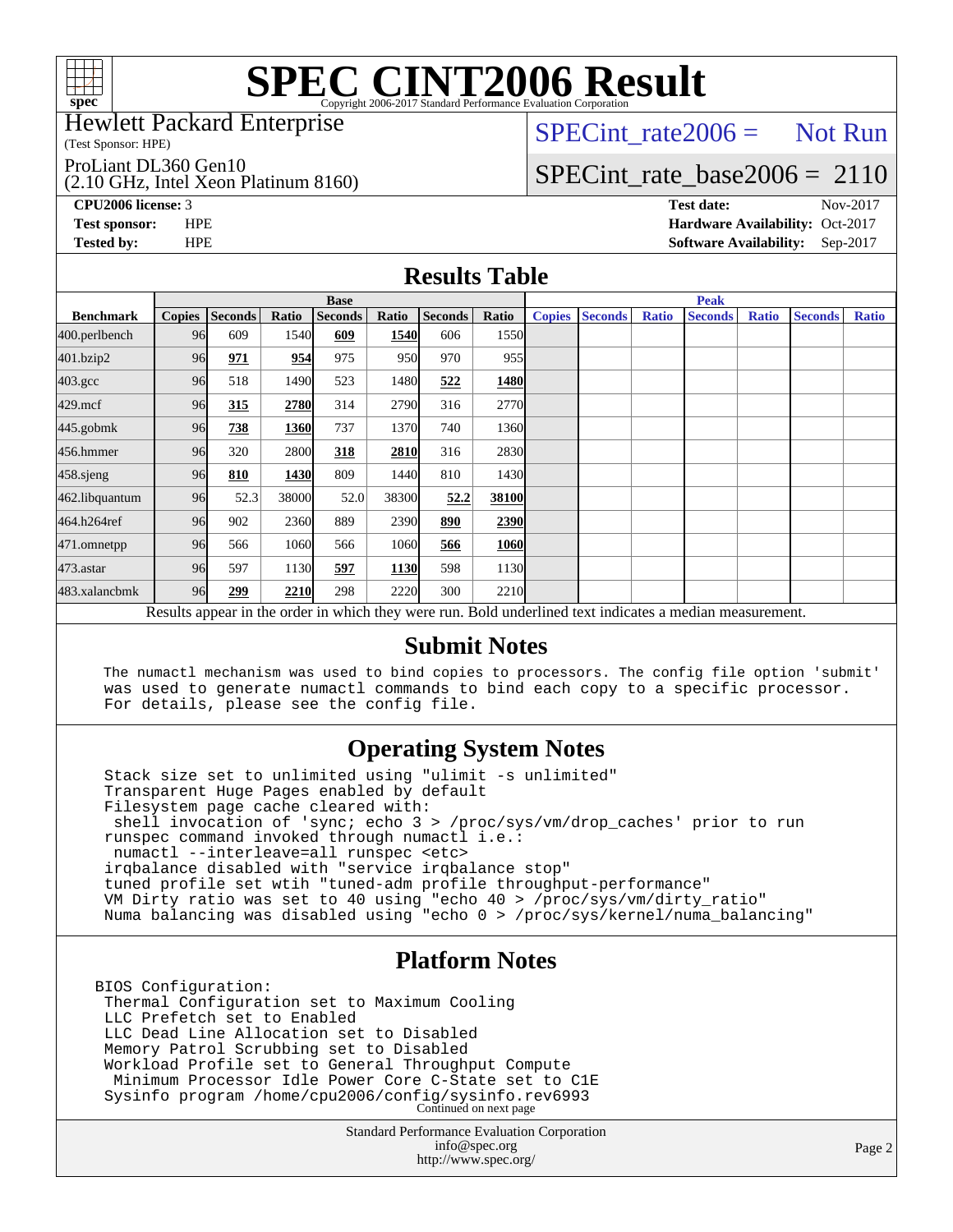# SPEC CINT2006 Result

Copyright 2006-2017 Standard Performance Evaluation Corporation

Hewlett Packard Enterprise
(Test Sponsor: HPE)

ProLiant DL360 Gen10
(2.10 GHz, Intel Xeon Platinum 8160)

SPECint_rate2006 = Not Run

SPECint_rate_base2006 = 2110

**CPU2006 license:** 3
**Test sponsor:** HPE
**Tested by:** HPE

**Test date:** Nov-2017
**Hardware Availability:** Oct-2017
**Software Availability:** Sep-2017

## Results Table

| | Base | | | | | | | Peak | | | | | | |
|---|---|---|---|---|---|---|---|---|---|---|---|---|---|---|
| **Benchmark** | **Copies** | **Seconds** | **Ratio** | **Seconds** | **Ratio** | **Seconds** | **Ratio** | **Copies** | **Seconds** | **Ratio** | **Seconds** | **Ratio** | **Seconds** | **Ratio** |
| 400.perlbench | 96 | 609 | 1540 | **609** | **1540** | 606 | 1550 | | | | | | | |
| 401.bzip2 | 96 | **971** | **954** | 975 | 950 | 970 | 955 | | | | | | | |
| 403.gcc | 96 | 518 | 1490 | 523 | 1480 | **522** | **1480** | | | | | | | |
| 429.mcf | 96 | **315** | **2780** | 314 | 2790 | 316 | 2770 | | | | | | | |
| 445.gobmk | 96 | **738** | **1360** | 737 | 1370 | 740 | 1360 | | | | | | | |
| 456.hmmer | 96 | 320 | 2800 | **318** | **2810** | 316 | 2830 | | | | | | | |
| 458.sjeng | 96 | **810** | **1430** | 809 | 1440 | 810 | 1430 | | | | | | | |
| 462.libquantum | 96 | 52.3 | 38000 | 52.0 | 38300 | **52.2** | **38100** | | | | | | | |
| 464.h264ref | 96 | 902 | 2360 | 889 | 2390 | **890** | **2390** | | | | | | | |
| 471.omnetpp | 96 | 566 | 1060 | 566 | 1060 | **566** | **1060** | | | | | | | |
| 473.astar | 96 | 597 | 1130 | **597** | **1130** | 598 | 1130 | | | | | | | |
| 483.xalancbmk | 96 | **299** | **2210** | 298 | 2220 | 300 | 2210 | | | | | | | |

Results appear in the order in which they were run. Bold underlined text indicates a median measurement.

## Submit Notes

```
The numactl mechanism was used to bind copies to processors. The config file option 'submit'
was used to generate numactl commands to bind each copy to a specific processor.
For details, please see the config file.
```

## Operating System Notes

```
Stack size set to unlimited using "ulimit -s unlimited"
Transparent Huge Pages enabled by default
Filesystem page cache cleared with:
 shell invocation of 'sync; echo 3 > /proc/sys/vm/drop_caches' prior to run
runspec command invoked through numactl i.e.:
 numactl --interleave=all runspec <etc>
irqbalance disabled with "service irqbalance stop"
tuned profile set wtih "tuned-adm profile throughput-performance"
VM Dirty ratio was set to 40 using "echo 40 > /proc/sys/vm/dirty_ratio"
Numa balancing was disabled using "echo 0 > /proc/sys/kernel/numa_balancing"
```

## Platform Notes

```
BIOS Configuration:
 Thermal Configuration set to Maximum Cooling
 LLC Prefetch set to Enabled
 LLC Dead Line Allocation set to Disabled
 Memory Patrol Scrubbing set to Disabled
 Workload Profile set to General Throughput Compute
  Minimum Processor Idle Power Core C-State set to C1E
 Sysinfo program /home/cpu2006/config/sysinfo.rev6993
```

Continued on next page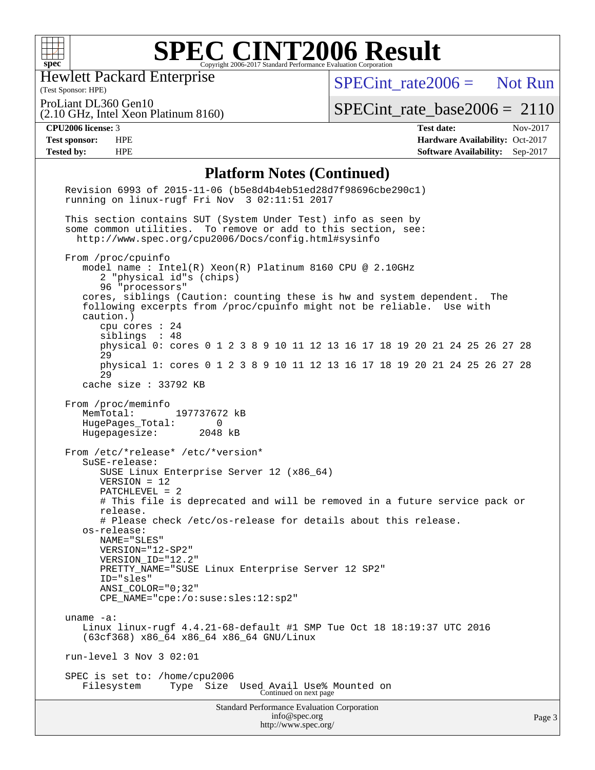## Platform Notes (Continued)

```
Revision 6993 of 2015-11-06 (b5e8d4b4eb51ed28d7f98696cbe290c1)
running on linux-rugf Fri Nov  3 02:11:51 2017

This section contains SUT (System Under Test) info as seen by
some common utilities.  To remove or add to this section, see:
  http://www.spec.org/cpu2006/Docs/config.html#sysinfo

From /proc/cpuinfo
   model name : Intel(R) Xeon(R) Platinum 8160 CPU @ 2.10GHz
      2 "physical id"s (chips)
      96 "processors"
   cores, siblings (Caution: counting these is hw and system dependent.  The
   following excerpts from /proc/cpuinfo might not be reliable.  Use with
   caution.)
      cpu cores : 24
      siblings  : 48
      physical 0: cores 0 1 2 3 8 9 10 11 12 13 16 17 18 19 20 21 24 25 26 27 28
      29
      physical 1: cores 0 1 2 3 8 9 10 11 12 13 16 17 18 19 20 21 24 25 26 27 28
      29
   cache size : 33792 KB

From /proc/meminfo
   MemTotal:       197737672 kB
   HugePages_Total:       0
   Hugepagesize:       2048 kB

From /etc/*release* /etc/*version*
   SuSE-release:
      SUSE Linux Enterprise Server 12 (x86_64)
      VERSION = 12
      PATCHLEVEL = 2
      # This file is deprecated and will be removed in a future service pack or
      release.
      # Please check /etc/os-release for details about this release.
   os-release:
      NAME="SLES"
      VERSION="12-SP2"
      VERSION_ID="12.2"
      PRETTY_NAME="SUSE Linux Enterprise Server 12 SP2"
      ID="sles"
      ANSI_COLOR="0;32"
      CPE_NAME="cpe:/o:suse:sles:12:sp2"

uname -a:
   Linux linux-rugf 4.4.21-68-default #1 SMP Tue Oct 18 18:19:37 UTC 2016
   (63cf368) x86_64 x86_64 x86_64 GNU/Linux

run-level 3 Nov 3 02:01

SPEC is set to: /home/cpu2006
   Filesystem      Type  Size  Used Avail Use% Mounted on
```

Continued on next page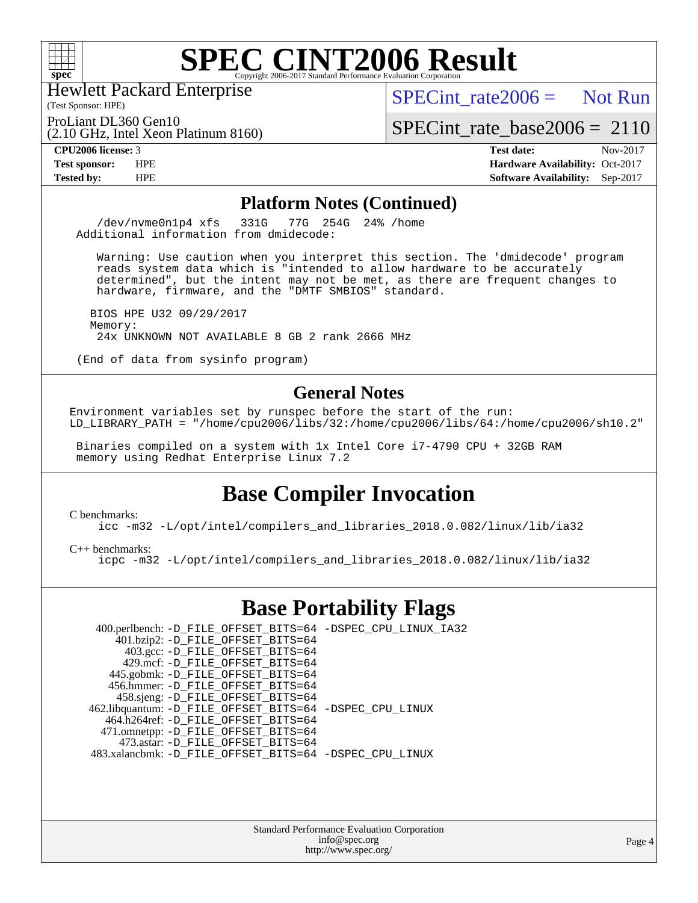# SPEC CINT2006 Result

Hewlett Packard Enterprise
(Test Sponsor: HPE)

ProLiant DL360 Gen10
(2.10 GHz, Intel Xeon Platinum 8160)

SPECint_rate2006 = Not Run

SPECint_rate_base2006 = 2110

**CPU2006 license:** 3
**Test sponsor:** HPE
**Tested by:** HPE

**Test date:** Nov-2017
**Hardware Availability:** Oct-2017
**Software Availability:** Sep-2017

## Platform Notes (Continued)

```
   /dev/nvme0n1p4 xfs   331G   77G  254G  24% /home
Additional information from dmidecode:

   Warning: Use caution when you interpret this section. The 'dmidecode' program
   reads system data which is "intended to allow hardware to be accurately
   determined", but the intent may not be met, as there are frequent changes to
   hardware, firmware, and the "DMTF SMBIOS" standard.

  BIOS HPE U32 09/29/2017
  Memory:
   24x UNKNOWN NOT AVAILABLE 8 GB 2 rank 2666 MHz

(End of data from sysinfo program)
```

## General Notes

```
Environment variables set by runspec before the start of the run:
LD_LIBRARY_PATH = "/home/cpu2006/libs/32:/home/cpu2006/libs/64:/home/cpu2006/sh10.2"

 Binaries compiled on a system with 1x Intel Core i7-4790 CPU + 32GB RAM
 memory using Redhat Enterprise Linux 7.2
```

## Base Compiler Invocation

C benchmarks:
```
icc -m32 -L/opt/intel/compilers_and_libraries_2018.0.082/linux/lib/ia32
```

C++ benchmarks:
```
icpc -m32 -L/opt/intel/compilers_and_libraries_2018.0.082/linux/lib/ia32
```

## Base Portability Flags

```
  400.perlbench: -D_FILE_OFFSET_BITS=64 -DSPEC_CPU_LINUX_IA32
     401.bzip2: -D_FILE_OFFSET_BITS=64
       403.gcc: -D_FILE_OFFSET_BITS=64
       429.mcf: -D_FILE_OFFSET_BITS=64
     445.gobmk: -D_FILE_OFFSET_BITS=64
    456.hmmer: -D_FILE_OFFSET_BITS=64
     458.sjeng: -D_FILE_OFFSET_BITS=64
462.libquantum: -D_FILE_OFFSET_BITS=64 -DSPEC_CPU_LINUX
   464.h264ref: -D_FILE_OFFSET_BITS=64
   471.omnetpp: -D_FILE_OFFSET_BITS=64
     473.astar: -D_FILE_OFFSET_BITS=64
 483.xalancbmk: -D_FILE_OFFSET_BITS=64 -DSPEC_CPU_LINUX
```

Standard Performance Evaluation Corporation
info@spec.org
http://www.spec.org/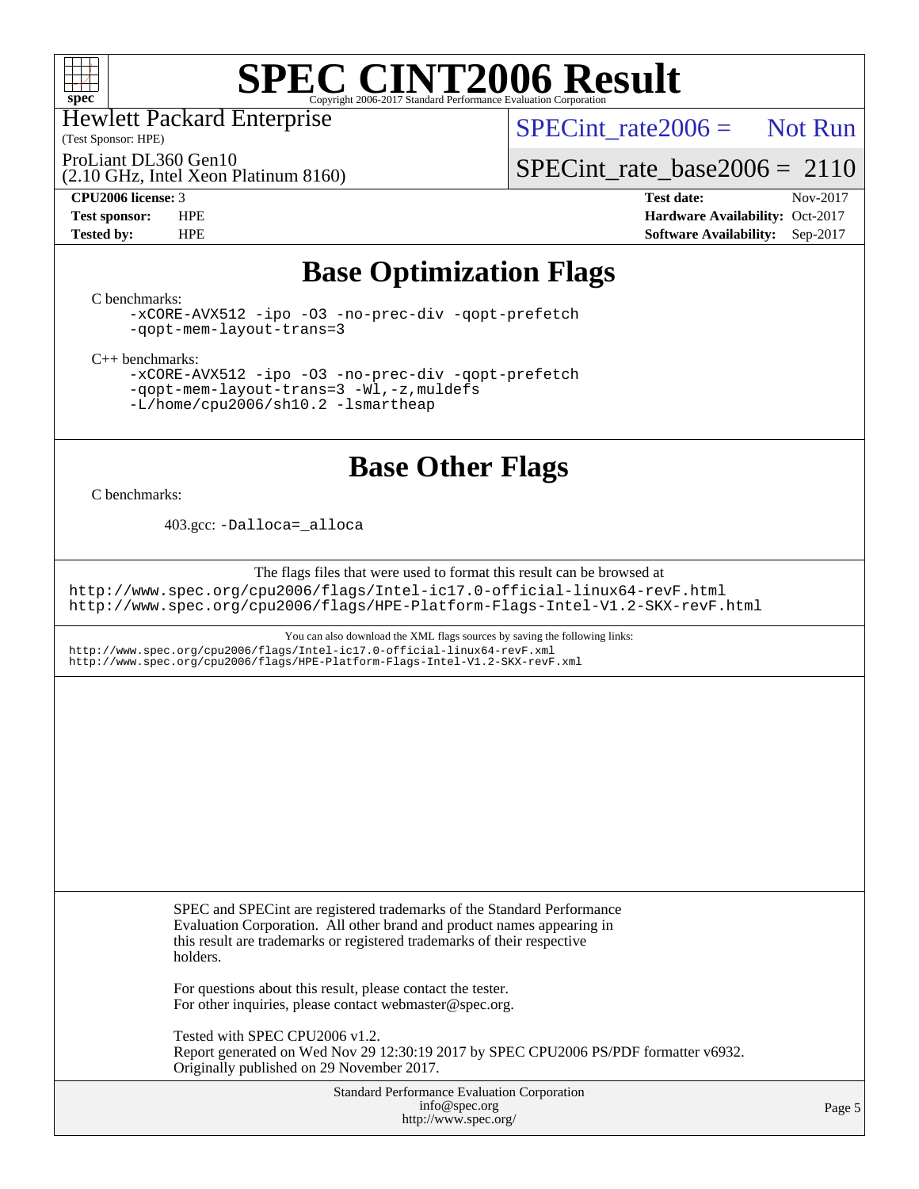# Base Optimization Flags

C benchmarks:

```
-xCORE-AVX512 -ipo -O3 -no-prec-div -qopt-prefetch
-qopt-mem-layout-trans=3
```

C++ benchmarks:

```
-xCORE-AVX512 -ipo -O3 -no-prec-div -qopt-prefetch
-qopt-mem-layout-trans=3 -Wl,-z,muldefs
-L/home/cpu2006/sh10.2 -lsmartheap
```

# Base Other Flags

C benchmarks:

403.gcc: `-Dalloca=_alloca`

The flags files that were used to format this result can be browsed at
http://www.spec.org/cpu2006/flags/Intel-ic17.0-official-linux64-revF.html
http://www.spec.org/cpu2006/flags/HPE-Platform-Flags-Intel-V1.2-SKX-revF.html

You can also download the XML flags sources by saving the following links:
http://www.spec.org/cpu2006/flags/Intel-ic17.0-official-linux64-revF.xml
http://www.spec.org/cpu2006/flags/HPE-Platform-Flags-Intel-V1.2-SKX-revF.xml

SPEC and SPECint are registered trademarks of the Standard Performance Evaluation Corporation. All other brand and product names appearing in this result are trademarks or registered trademarks of their respective holders.

For questions about this result, please contact the tester.
For other inquiries, please contact webmaster@spec.org.

Tested with SPEC CPU2006 v1.2.
Report generated on Wed Nov 29 12:30:19 2017 by SPEC CPU2006 PS/PDF formatter v6932.
Originally published on 29 November 2017.